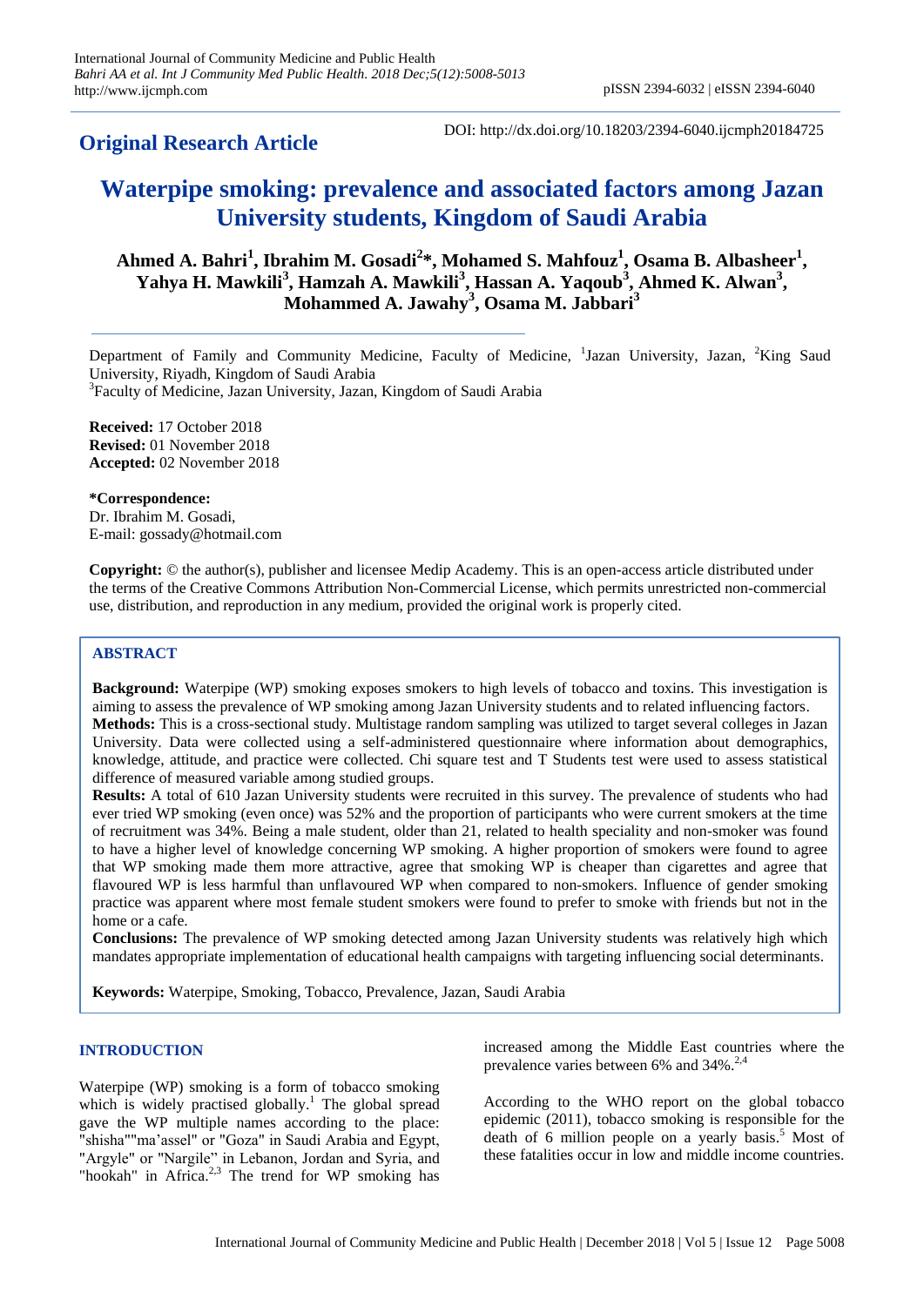## Original Research Article

DOI: http://dx.doi.org/10.18203/2394-6040.ijcmph20184725

# Waterpipe smoking: prevalence and associated factors among Jazan University students, Kingdom of Saudi Arabia

**Ahmed A. Bahri[1], Ibrahim M. Gosadi[2]*, Mohamed S. Mahfouz[1], Osama B. Albasheer[1], Yahya H. Mawkili[3], Hamzah A. Mawkili[3], Hassan A. Yaqoub[3], Ahmed K. Alwan[3], Mohammed A. Jawahy[3], Osama M. Jabbari[3]**

Department of Family and Community Medicine, Faculty of Medicine, [1]Jazan University, Jazan, [2]King Saud University, Riyadh, Kingdom of Saudi Arabia
[3]Faculty of Medicine, Jazan University, Jazan, Kingdom of Saudi Arabia

**Received:** 17 October 2018
**Revised:** 01 November 2018
**Accepted:** 02 November 2018

**\*Correspondence:**
Dr. Ibrahim M. Gosadi,
E-mail: gossady@hotmail.com

**Copyright:** © the author(s), publisher and licensee Medip Academy. This is an open-access article distributed under the terms of the Creative Commons Attribution Non-Commercial License, which permits unrestricted non-commercial use, distribution, and reproduction in any medium, provided the original work is properly cited.

## ABSTRACT

**Background:** Waterpipe (WP) smoking exposes smokers to high levels of tobacco and toxins. This investigation is aiming to assess the prevalence of WP smoking among Jazan University students and to related influencing factors.

**Methods:** This is a cross-sectional study. Multistage random sampling was utilized to target several colleges in Jazan University. Data were collected using a self-administered questionnaire where information about demographics, knowledge, attitude, and practice were collected. Chi square test and T Students test were used to assess statistical difference of measured variable among studied groups.

**Results:** A total of 610 Jazan University students were recruited in this survey. The prevalence of students who had ever tried WP smoking (even once) was 52% and the proportion of participants who were current smokers at the time of recruitment was 34%. Being a male student, older than 21, related to health speciality and non-smoker was found to have a higher level of knowledge concerning WP smoking. A higher proportion of smokers were found to agree that WP smoking made them more attractive, agree that smoking WP is cheaper than cigarettes and agree that flavoured WP is less harmful than unflavoured WP when compared to non-smokers. Influence of gender smoking practice was apparent where most female student smokers were found to prefer to smoke with friends but not in the home or a cafe.

**Conclusions:** The prevalence of WP smoking detected among Jazan University students was relatively high which mandates appropriate implementation of educational health campaigns with targeting influencing social determinants.

**Keywords:** Waterpipe, Smoking, Tobacco, Prevalence, Jazan, Saudi Arabia

## INTRODUCTION

Waterpipe (WP) smoking is a form of tobacco smoking which is widely practised globally.[1] The global spread gave the WP multiple names according to the place: "shisha""ma'assel" or "Goza" in Saudi Arabia and Egypt, "Argyle" or "Nargile" in Lebanon, Jordan and Syria, and "hookah" in Africa.[2,3] The trend for WP smoking has increased among the Middle East countries where the prevalence varies between 6% and 34%.[2,4]

According to the WHO report on the global tobacco epidemic (2011), tobacco smoking is responsible for the death of 6 million people on a yearly basis.[5] Most of these fatalities occur in low and middle income countries.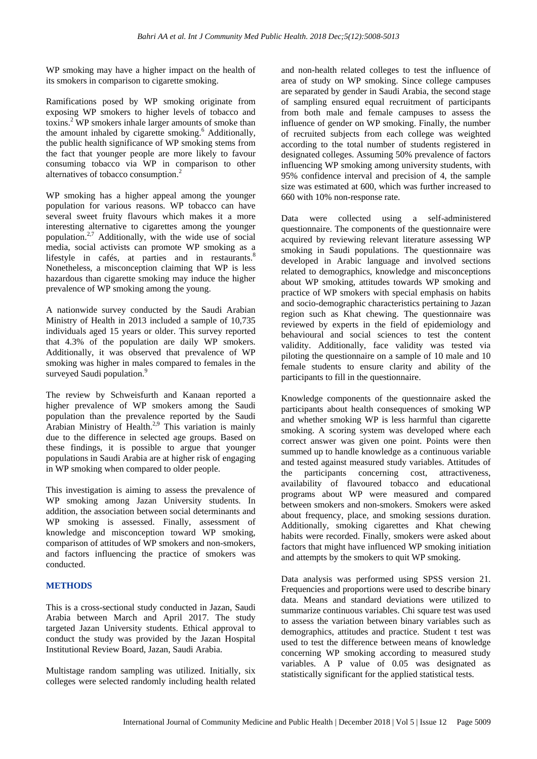WP smoking may have a higher impact on the health of its smokers in comparison to cigarette smoking.

Ramifications posed by WP smoking originate from exposing WP smokers to higher levels of tobacco and toxins.[2] WP smokers inhale larger amounts of smoke than the amount inhaled by cigarette smoking.[6] Additionally, the public health significance of WP smoking stems from the fact that younger people are more likely to favour consuming tobacco via WP in comparison to other alternatives of tobacco consumption.[2]

WP smoking has a higher appeal among the younger population for various reasons. WP tobacco can have several sweet fruity flavours which makes it a more interesting alternative to cigarettes among the younger population.[2,7] Additionally, with the wide use of social media, social activists can promote WP smoking as a lifestyle in cafés, at parties and in restaurants.[8] Nonetheless, a misconception claiming that WP is less hazardous than cigarette smoking may induce the higher prevalence of WP smoking among the young.

A nationwide survey conducted by the Saudi Arabian Ministry of Health in 2013 included a sample of 10,735 individuals aged 15 years or older. This survey reported that 4.3% of the population are daily WP smokers. Additionally, it was observed that prevalence of WP smoking was higher in males compared to females in the surveyed Saudi population.[9]

The review by Schweisfurth and Kanaan reported a higher prevalence of WP smokers among the Saudi population than the prevalence reported by the Saudi Arabian Ministry of Health.[2,9] This variation is mainly due to the difference in selected age groups. Based on these findings, it is possible to argue that younger populations in Saudi Arabia are at higher risk of engaging in WP smoking when compared to older people.

This investigation is aiming to assess the prevalence of WP smoking among Jazan University students. In addition, the association between social determinants and WP smoking is assessed. Finally, assessment of knowledge and misconception toward WP smoking, comparison of attitudes of WP smokers and non-smokers, and factors influencing the practice of smokers was conducted.

## METHODS

This is a cross-sectional study conducted in Jazan, Saudi Arabia between March and April 2017. The study targeted Jazan University students. Ethical approval to conduct the study was provided by the Jazan Hospital Institutional Review Board, Jazan, Saudi Arabia.

Multistage random sampling was utilized. Initially, six colleges were selected randomly including health related and non-health related colleges to test the influence of area of study on WP smoking. Since college campuses are separated by gender in Saudi Arabia, the second stage of sampling ensured equal recruitment of participants from both male and female campuses to assess the influence of gender on WP smoking. Finally, the number of recruited subjects from each college was weighted according to the total number of students registered in designated colleges. Assuming 50% prevalence of factors influencing WP smoking among university students, with 95% confidence interval and precision of 4, the sample size was estimated at 600, which was further increased to 660 with 10% non-response rate.

Data were collected using a self-administered questionnaire. The components of the questionnaire were acquired by reviewing relevant literature assessing WP smoking in Saudi populations. The questionnaire was developed in Arabic language and involved sections related to demographics, knowledge and misconceptions about WP smoking, attitudes towards WP smoking and practice of WP smokers with special emphasis on habits and socio-demographic characteristics pertaining to Jazan region such as Khat chewing. The questionnaire was reviewed by experts in the field of epidemiology and behavioural and social sciences to test the content validity. Additionally, face validity was tested via piloting the questionnaire on a sample of 10 male and 10 female students to ensure clarity and ability of the participants to fill in the questionnaire.

Knowledge components of the questionnaire asked the participants about health consequences of smoking WP and whether smoking WP is less harmful than cigarette smoking. A scoring system was developed where each correct answer was given one point. Points were then summed up to handle knowledge as a continuous variable and tested against measured study variables. Attitudes of the participants concerning cost, attractiveness, availability of flavoured tobacco and educational programs about WP were measured and compared between smokers and non-smokers. Smokers were asked about frequency, place, and smoking sessions duration. Additionally, smoking cigarettes and Khat chewing habits were recorded. Finally, smokers were asked about factors that might have influenced WP smoking initiation and attempts by the smokers to quit WP smoking.

Data analysis was performed using SPSS version 21. Frequencies and proportions were used to describe binary data. Means and standard deviations were utilized to summarize continuous variables. Chi square test was used to assess the variation between binary variables such as demographics, attitudes and practice. Student t test was used to test the difference between means of knowledge concerning WP smoking according to measured study variables. A P value of 0.05 was designated as statistically significant for the applied statistical tests.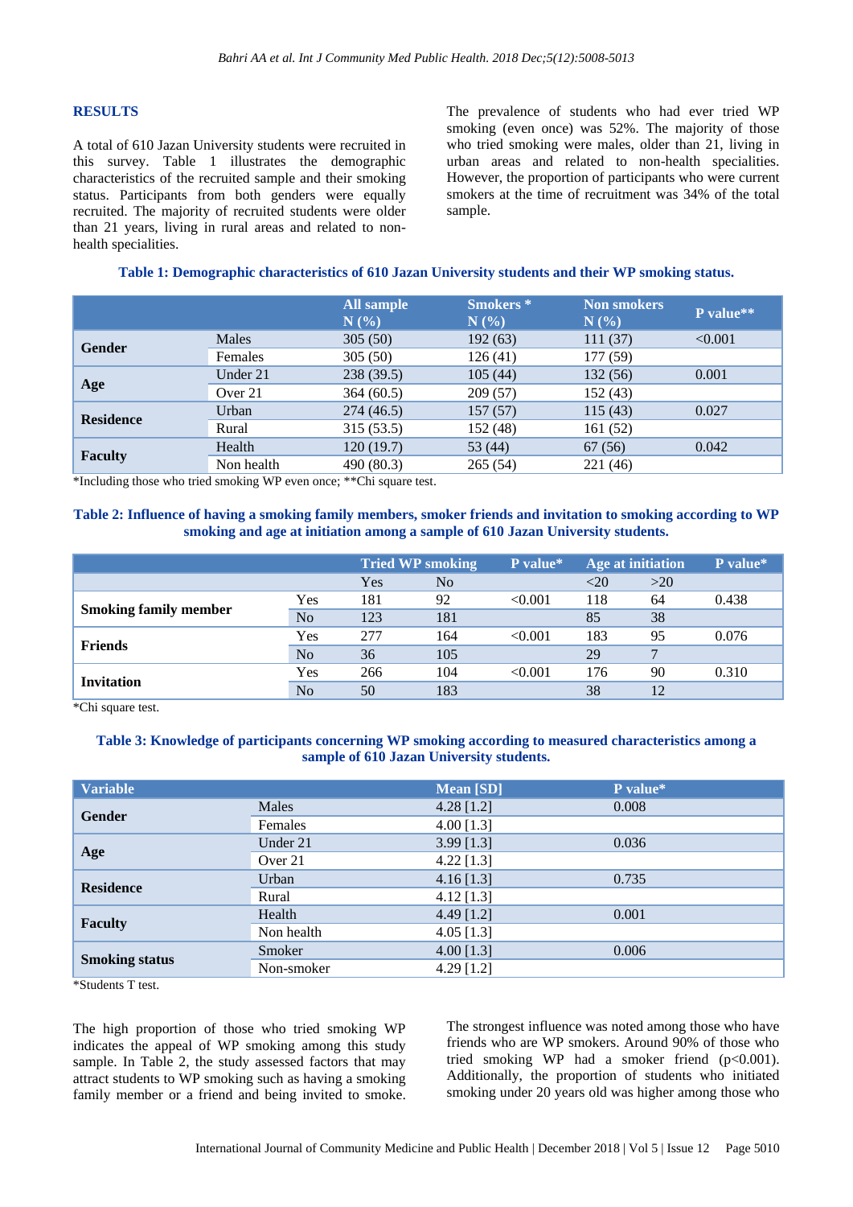## RESULTS

A total of 610 Jazan University students were recruited in this survey. Table 1 illustrates the demographic characteristics of the recruited sample and their smoking status. Participants from both genders were equally recruited. The majority of recruited students were older than 21 years, living in rural areas and related to non-health specialities.

The prevalence of students who had ever tried WP smoking (even once) was 52%. The majority of those who tried smoking were males, older than 21, living in urban areas and related to non-health specialities. However, the proportion of participants who were current smokers at the time of recruitment was 34% of the total sample.

**Table 1: Demographic characteristics of 610 Jazan University students and their WP smoking status.**

| | | All sample N (%) | Smokers * N (%) | Non smokers N (%) | P value** |
|---|---|---|---|---|---|
| **Gender** | Males | 305 (50) | 192 (63) | 111 (37) | <0.001 |
| | Females | 305 (50) | 126 (41) | 177 (59) | |
| **Age** | Under 21 | 238 (39.5) | 105 (44) | 132 (56) | 0.001 |
| | Over 21 | 364 (60.5) | 209 (57) | 152 (43) | |
| **Residence** | Urban | 274 (46.5) | 157 (57) | 115 (43) | 0.027 |
| | Rural | 315 (53.5) | 152 (48) | 161 (52) | |
| **Faculty** | Health | 120 (19.7) | 53 (44) | 67 (56) | 0.042 |
| | Non health | 490 (80.3) | 265 (54) | 221 (46) | |

*Including those who tried smoking WP even once; **Chi square test.

**Table 2: Influence of having a smoking family members, smoker friends and invitation to smoking according to WP smoking and age at initiation among a sample of 610 Jazan University students.**

| | | Tried WP smoking | | P value* | Age at initiation | | P value* |
|---|---|---|---|---|---|---|---|
| | | Yes | No | | <20 | >20 | |
| **Smoking family member** | Yes | 181 | 92 | <0.001 | 118 | 64 | 0.438 |
| | No | 123 | 181 | | 85 | 38 | |
| **Friends** | Yes | 277 | 164 | <0.001 | 183 | 95 | 0.076 |
| | No | 36 | 105 | | 29 | 7 | |
| **Invitation** | Yes | 266 | 104 | <0.001 | 176 | 90 | 0.310 |
| | No | 50 | 183 | | 38 | 12 | |

*Chi square test.

**Table 3: Knowledge of participants concerning WP smoking according to measured characteristics among a sample of 610 Jazan University students.**

| Variable | | Mean [SD] | P value* |
|---|---|---|---|
| **Gender** | Males | 4.28 [1.2] | 0.008 |
| | Females | 4.00 [1.3] | |
| **Age** | Under 21 | 3.99 [1.3] | 0.036 |
| | Over 21 | 4.22 [1.3] | |
| **Residence** | Urban | 4.16 [1.3] | 0.735 |
| | Rural | 4.12 [1.3] | |
| **Faculty** | Health | 4.49 [1.2] | 0.001 |
| | Non health | 4.05 [1.3] | |
| **Smoking status** | Smoker | 4.00 [1.3] | 0.006 |
| | Non-smoker | 4.29 [1.2] | |

*Students T test.

The high proportion of those who tried smoking WP indicates the appeal of WP smoking among this study sample. In Table 2, the study assessed factors that may attract students to WP smoking such as having a smoking family member or a friend and being invited to smoke. The strongest influence was noted among those who have friends who are WP smokers. Around 90% of those who tried smoking WP had a smoker friend ($p<0.001$). Additionally, the proportion of students who initiated smoking under 20 years old was higher among those who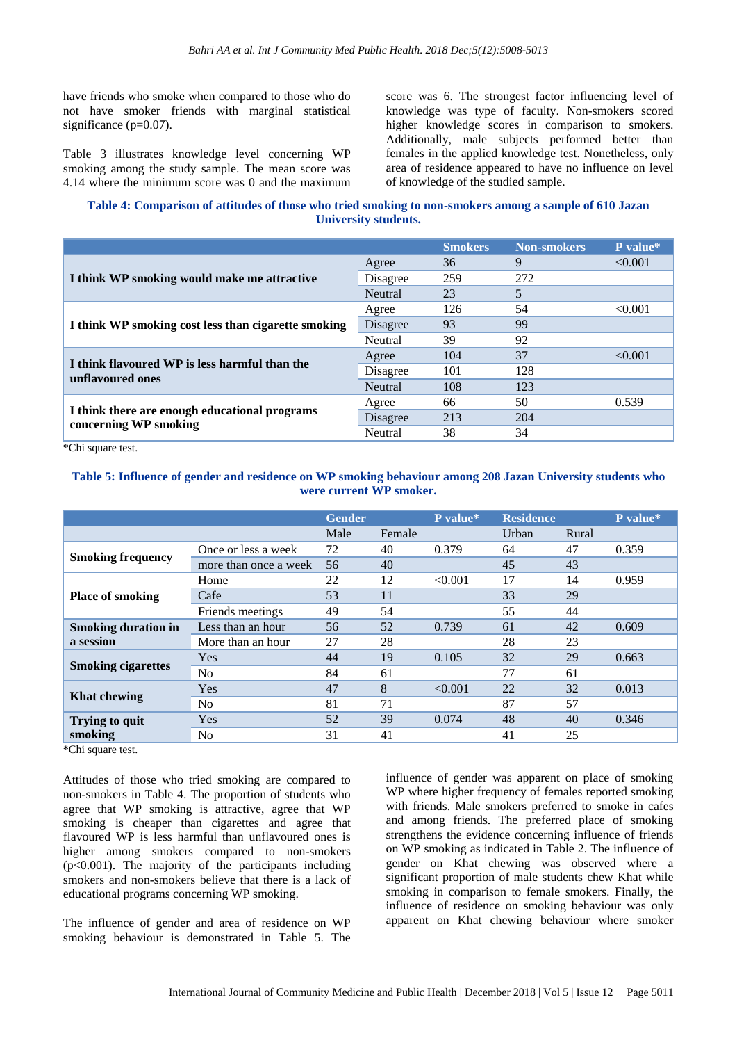have friends who smoke when compared to those who do not have smoker friends with marginal statistical significance (p=0.07).

Table 3 illustrates knowledge level concerning WP smoking among the study sample. The mean score was 4.14 where the minimum score was 0 and the maximum score was 6. The strongest factor influencing level of knowledge was type of faculty. Non-smokers scored higher knowledge scores in comparison to smokers. Additionally, male subjects performed better than females in the applied knowledge test. Nonetheless, only area of residence appeared to have no influence on level of knowledge of the studied sample.

**Table 4: Comparison of attitudes of those who tried smoking to non-smokers among a sample of 610 Jazan University students.**

| | | Smokers | Non-smokers | P value* |
|---|---|---|---|---|
| **I think WP smoking would make me attractive** | Agree | 36 | 9 | <0.001 |
| | Disagree | 259 | 272 | |
| | Neutral | 23 | 5 | |
| **I think WP smoking cost less than cigarette smoking** | Agree | 126 | 54 | <0.001 |
| | Disagree | 93 | 99 | |
| | Neutral | 39 | 92 | |
| **I think flavoured WP is less harmful than the unflavoured ones** | Agree | 104 | 37 | <0.001 |
| | Disagree | 101 | 128 | |
| | Neutral | 108 | 123 | |
| **I think there are enough educational programs concerning WP smoking** | Agree | 66 | 50 | 0.539 |
| | Disagree | 213 | 204 | |
| | Neutral | 38 | 34 | |

*Chi square test.

**Table 5: Influence of gender and residence on WP smoking behaviour among 208 Jazan University students who were current WP smoker.**

| | | Gender | | P value* | Residence | | P value* |
|---|---|---|---|---|---|---|---|
| | | Male | Female | | Urban | Rural | |
| **Smoking frequency** | Once or less a week | 72 | 40 | 0.379 | 64 | 47 | 0.359 |
| | more than once a week | 56 | 40 | | 45 | 43 | |
| **Place of smoking** | Home | 22 | 12 | <0.001 | 17 | 14 | 0.959 |
| | Cafe | 53 | 11 | | 33 | 29 | |
| | Friends meetings | 49 | 54 | | 55 | 44 | |
| **Smoking duration in a session** | Less than an hour | 56 | 52 | 0.739 | 61 | 42 | 0.609 |
| | More than an hour | 27 | 28 | | 28 | 23 | |
| **Smoking cigarettes** | Yes | 44 | 19 | 0.105 | 32 | 29 | 0.663 |
| | No | 84 | 61 | | 77 | 61 | |
| **Khat chewing** | Yes | 47 | 8 | <0.001 | 22 | 32 | 0.013 |
| | No | 81 | 71 | | 87 | 57 | |
| **Trying to quit smoking** | Yes | 52 | 39 | 0.074 | 48 | 40 | 0.346 |
| | No | 31 | 41 | | 41 | 25 | |

*Chi square test.

Attitudes of those who tried smoking are compared to non-smokers in Table 4. The proportion of students who agree that WP smoking is attractive, agree that WP smoking is cheaper than cigarettes and agree that flavoured WP is less harmful than unflavoured ones is higher among smokers compared to non-smokers (p<0.001). The majority of the participants including smokers and non-smokers believe that there is a lack of educational programs concerning WP smoking.

The influence of gender and area of residence on WP smoking behaviour is demonstrated in Table 5. The influence of gender was apparent on place of smoking WP where higher frequency of females reported smoking with friends. Male smokers preferred to smoke in cafes and among friends. The preferred place of smoking strengthens the evidence concerning influence of friends on WP smoking as indicated in Table 2. The influence of gender on Khat chewing was observed where a significant proportion of male students chew Khat while smoking in comparison to female smokers. Finally, the influence of residence on smoking behaviour was only apparent on Khat chewing behaviour where smoker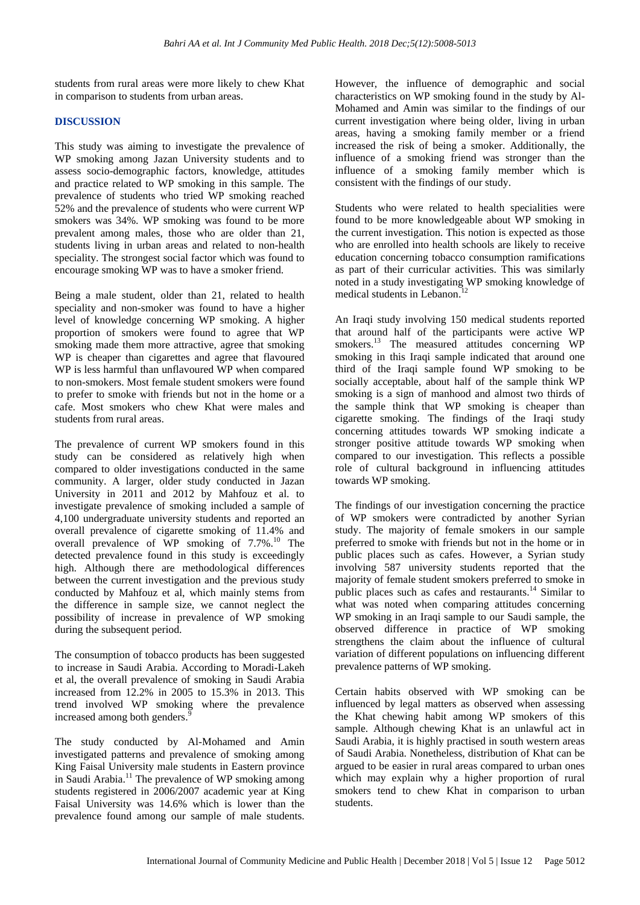students from rural areas were more likely to chew Khat in comparison to students from urban areas.

## DISCUSSION

This study was aiming to investigate the prevalence of WP smoking among Jazan University students and to assess socio-demographic factors, knowledge, attitudes and practice related to WP smoking in this sample. The prevalence of students who tried WP smoking reached 52% and the prevalence of students who were current WP smokers was 34%. WP smoking was found to be more prevalent among males, those who are older than 21, students living in urban areas and related to non-health speciality. The strongest social factor which was found to encourage smoking WP was to have a smoker friend.

Being a male student, older than 21, related to health speciality and non-smoker was found to have a higher level of knowledge concerning WP smoking. A higher proportion of smokers were found to agree that WP smoking made them more attractive, agree that smoking WP is cheaper than cigarettes and agree that flavoured WP is less harmful than unflavoured WP when compared to non-smokers. Most female student smokers were found to prefer to smoke with friends but not in the home or a cafe. Most smokers who chew Khat were males and students from rural areas.

The prevalence of current WP smokers found in this study can be considered as relatively high when compared to older investigations conducted in the same community. A larger, older study conducted in Jazan University in 2011 and 2012 by Mahfouz et al. to investigate prevalence of smoking included a sample of 4,100 undergraduate university students and reported an overall prevalence of cigarette smoking of 11.4% and overall prevalence of WP smoking of 7.7%.[10] The detected prevalence found in this study is exceedingly high. Although there are methodological differences between the current investigation and the previous study conducted by Mahfouz et al, which mainly stems from the difference in sample size, we cannot neglect the possibility of increase in prevalence of WP smoking during the subsequent period.

The consumption of tobacco products has been suggested to increase in Saudi Arabia. According to Moradi-Lakeh et al, the overall prevalence of smoking in Saudi Arabia increased from 12.2% in 2005 to 15.3% in 2013. This trend involved WP smoking where the prevalence increased among both genders.[9]

The study conducted by Al-Mohamed and Amin investigated patterns and prevalence of smoking among King Faisal University male students in Eastern province in Saudi Arabia.[11] The prevalence of WP smoking among students registered in 2006/2007 academic year at King Faisal University was 14.6% which is lower than the prevalence found among our sample of male students. However, the influence of demographic and social characteristics on WP smoking found in the study by Al-Mohamed and Amin was similar to the findings of our current investigation where being older, living in urban areas, having a smoking family member or a friend increased the risk of being a smoker. Additionally, the influence of a smoking friend was stronger than the influence of a smoking family member which is consistent with the findings of our study.

Students who were related to health specialities were found to be more knowledgeable about WP smoking in the current investigation. This notion is expected as those who are enrolled into health schools are likely to receive education concerning tobacco consumption ramifications as part of their curricular activities. This was similarly noted in a study investigating WP smoking knowledge of medical students in Lebanon.[12]

An Iraqi study involving 150 medical students reported that around half of the participants were active WP smokers.[13] The measured attitudes concerning WP smoking in this Iraqi sample indicated that around one third of the Iraqi sample found WP smoking to be socially acceptable, about half of the sample think WP smoking is a sign of manhood and almost two thirds of the sample think that WP smoking is cheaper than cigarette smoking. The findings of the Iraqi study concerning attitudes towards WP smoking indicate a stronger positive attitude towards WP smoking when compared to our investigation. This reflects a possible role of cultural background in influencing attitudes towards WP smoking.

The findings of our investigation concerning the practice of WP smokers were contradicted by another Syrian study. The majority of female smokers in our sample preferred to smoke with friends but not in the home or in public places such as cafes. However, a Syrian study involving 587 university students reported that the majority of female student smokers preferred to smoke in public places such as cafes and restaurants.[14] Similar to what was noted when comparing attitudes concerning WP smoking in an Iraqi sample to our Saudi sample, the observed difference in practice of WP smoking strengthens the claim about the influence of cultural variation of different populations on influencing different prevalence patterns of WP smoking.

Certain habits observed with WP smoking can be influenced by legal matters as observed when assessing the Khat chewing habit among WP smokers of this sample. Although chewing Khat is an unlawful act in Saudi Arabia, it is highly practised in south western areas of Saudi Arabia. Nonetheless, distribution of Khat can be argued to be easier in rural areas compared to urban ones which may explain why a higher proportion of rural smokers tend to chew Khat in comparison to urban students.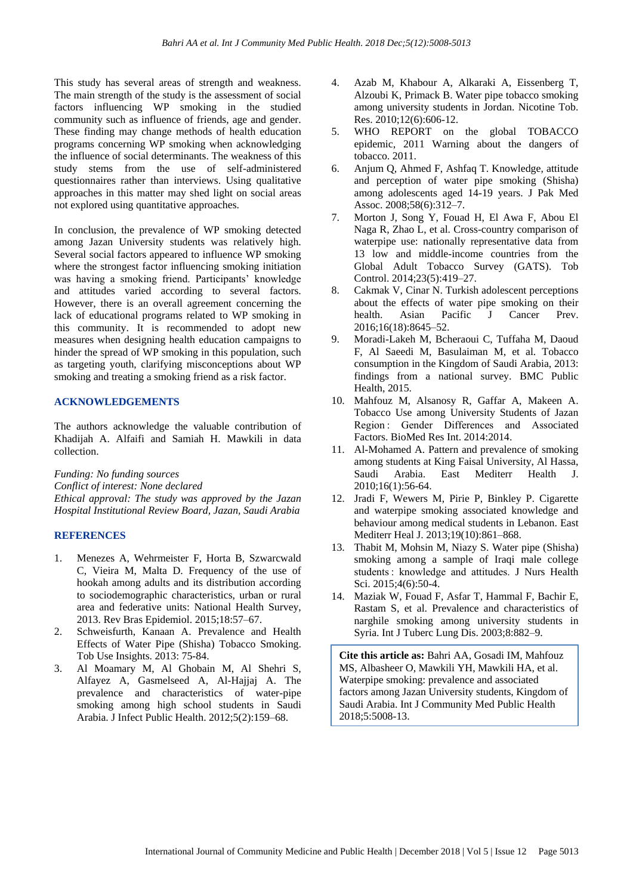This study has several areas of strength and weakness. The main strength of the study is the assessment of social factors influencing WP smoking in the studied community such as influence of friends, age and gender. These finding may change methods of health education programs concerning WP smoking when acknowledging the influence of social determinants. The weakness of this study stems from the use of self-administered questionnaires rather than interviews. Using qualitative approaches in this matter may shed light on social areas not explored using quantitative approaches.

In conclusion, the prevalence of WP smoking detected among Jazan University students was relatively high. Several social factors appeared to influence WP smoking where the strongest factor influencing smoking initiation was having a smoking friend. Participants' knowledge and attitudes varied according to several factors. However, there is an overall agreement concerning the lack of educational programs related to WP smoking in this community. It is recommended to adopt new measures when designing health education campaigns to hinder the spread of WP smoking in this population, such as targeting youth, clarifying misconceptions about WP smoking and treating a smoking friend as a risk factor.

## ACKNOWLEDGEMENTS

The authors acknowledge the valuable contribution of Khadijah A. Alfaifi and Samiah H. Mawkili in data collection.

*Funding: No funding sources*
*Conflict of interest: None declared*
*Ethical approval: The study was approved by the Jazan Hospital Institutional Review Board, Jazan, Saudi Arabia*

## REFERENCES

1. Menezes A, Wehrmeister F, Horta B, Szwarcwald C, Vieira M, Malta D. Frequency of the use of hookah among adults and its distribution according to sociodemographic characteristics, urban or rural area and federative units: National Health Survey, 2013. Rev Bras Epidemiol. 2015;18:57–67.
2. Schweisfurth, Kanaan A. Prevalence and Health Effects of Water Pipe (Shisha) Tobacco Smoking. Tob Use Insights. 2013: 75-84.
3. Al Moamary M, Al Ghobain M, Al Shehri S, Alfayez A, Gasmelseed A, Al-Hajjaj A. The prevalence and characteristics of water-pipe smoking among high school students in Saudi Arabia. J Infect Public Health. 2012;5(2):159–68.
4. Azab M, Khabour A, Alkaraki A, Eissenberg T, Alzoubi K, Primack B. Water pipe tobacco smoking among university students in Jordan. Nicotine Tob. Res. 2010;12(6):606-12.
5. WHO REPORT on the global TOBACCO epidemic, 2011 Warning about the dangers of tobacco. 2011.
6. Anjum Q, Ahmed F, Ashfaq T. Knowledge, attitude and perception of water pipe smoking (Shisha) among adolescents aged 14-19 years. J Pak Med Assoc. 2008;58(6):312–7.
7. Morton J, Song Y, Fouad H, El Awa F, Abou El Naga R, Zhao L, et al. Cross-country comparison of waterpipe use: nationally representative data from 13 low and middle-income countries from the Global Adult Tobacco Survey (GATS). Tob Control. 2014;23(5):419–27.
8. Cakmak V, Cinar N. Turkish adolescent perceptions about the effects of water pipe smoking on their health. Asian Pacific J Cancer Prev. 2016;16(18):8645–52.
9. Moradi-Lakeh M, Bcheraoui C, Tuffaha M, Daoud F, Al Saeedi M, Basulaiman M, et al. Tobacco consumption in the Kingdom of Saudi Arabia, 2013: findings from a national survey. BMC Public Health, 2015.
10. Mahfouz M, Alsanosy R, Gaffar A, Makeen A. Tobacco Use among University Students of Jazan Region : Gender Differences and Associated Factors. BioMed Res Int. 2014:2014.
11. Al-Mohamed A. Pattern and prevalence of smoking among students at King Faisal University, Al Hassa, Saudi Arabia. East Mediterr Health J. 2010;16(1):56-64.
12. Jradi F, Wewers M, Pirie P, Binkley P. Cigarette and waterpipe smoking associated knowledge and behaviour among medical students in Lebanon. East Mediterr Heal J. 2013;19(10):861–868.
13. Thabit M, Mohsin M, Niazy S. Water pipe (Shisha) smoking among a sample of Iraqi male college students : knowledge and attitudes. J Nurs Health Sci. 2015;4(6):50-4.
14. Maziak W, Fouad F, Asfar T, Hammal F, Bachir E, Rastam S, et al. Prevalence and characteristics of narghile smoking among university students in Syria. Int J Tuberc Lung Dis. 2003;8:882–9.

**Cite this article as:** Bahri AA, Gosadi IM, Mahfouz MS, Albasheer O, Mawkili YH, Mawkili HA, et al. Waterpipe smoking: prevalence and associated factors among Jazan University students, Kingdom of Saudi Arabia. Int J Community Med Public Health 2018;5:5008-13.